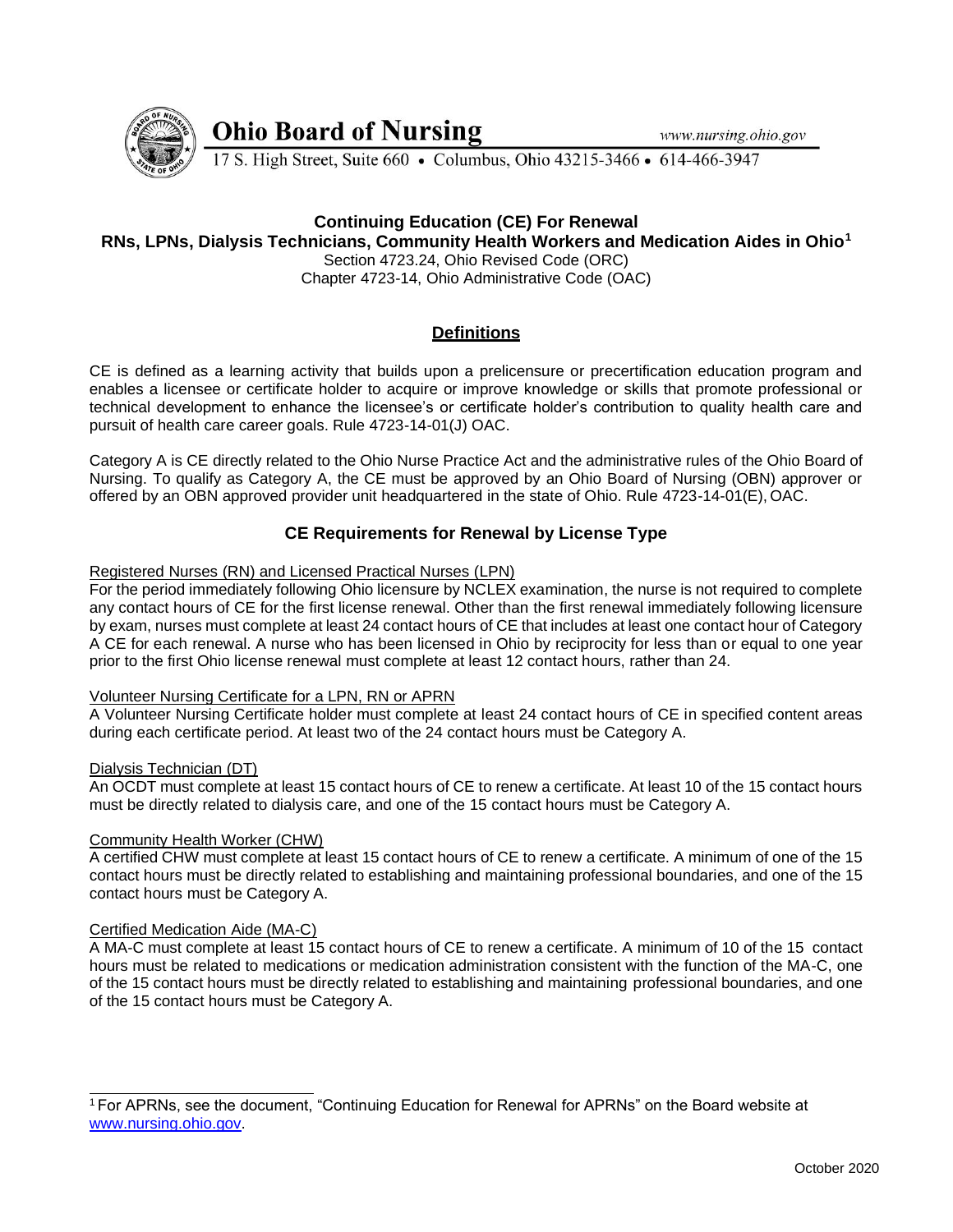# Ohio Board of Nursing

www.nursing.ohio.gov

17 S. High Street, Suite 660 • Columbus, Ohio 43215-3466 • 614-466-3947

## Continuing Education (CE) For Renewal

**RNs, LPNs, Dialysis Technicians, Community Health Workers and Medication Aides in Ohio[1]**

Section 4723.24, Ohio Revised Code (ORC)

Chapter 4723-14, Ohio Administrative Code (OAC)

## Definitions

CE is defined as a learning activity that builds upon a prelicensure or precertification education program and enables a licensee or certificate holder to acquire or improve knowledge or skills that promote professional or technical development to enhance the licensee's or certificate holder's contribution to quality health care and pursuit of health care career goals. Rule 4723-14-01(J) OAC.

Category A is CE directly related to the Ohio Nurse Practice Act and the administrative rules of the Ohio Board of Nursing. To qualify as Category A, the CE must be approved by an Ohio Board of Nursing (OBN) approver or offered by an OBN approved provider unit headquartered in the state of Ohio. Rule 4723-14-01(E), OAC.

## CE Requirements for Renewal by License Type

Registered Nurses (RN) and Licensed Practical Nurses (LPN)

For the period immediately following Ohio licensure by NCLEX examination, the nurse is not required to complete any contact hours of CE for the first license renewal. Other than the first renewal immediately following licensure by exam, nurses must complete at least 24 contact hours of CE that includes at least one contact hour of Category A CE for each renewal. A nurse who has been licensed in Ohio by reciprocity for less than or equal to one year prior to the first Ohio license renewal must complete at least 12 contact hours, rather than 24.

Volunteer Nursing Certificate for a LPN, RN or APRN

A Volunteer Nursing Certificate holder must complete at least 24 contact hours of CE in specified content areas during each certificate period. At least two of the 24 contact hours must be Category A.

Dialysis Technician (DT)

An OCDT must complete at least 15 contact hours of CE to renew a certificate. At least 10 of the 15 contact hours must be directly related to dialysis care, and one of the 15 contact hours must be Category A.

Community Health Worker (CHW)

A certified CHW must complete at least 15 contact hours of CE to renew a certificate. A minimum of one of the 15 contact hours must be directly related to establishing and maintaining professional boundaries, and one of the 15 contact hours must be Category A.

Certified Medication Aide (MA-C)

A MA-C must complete at least 15 contact hours of CE to renew a certificate. A minimum of 10 of the 15 contact hours must be related to medications or medication administration consistent with the function of the MA-C, one of the 15 contact hours must be directly related to establishing and maintaining professional boundaries, and one of the 15 contact hours must be Category A.

---

[1] For APRNs, see the document, "Continuing Education for Renewal for APRNs" on the Board website at www.nursing.ohio.gov.

October 2020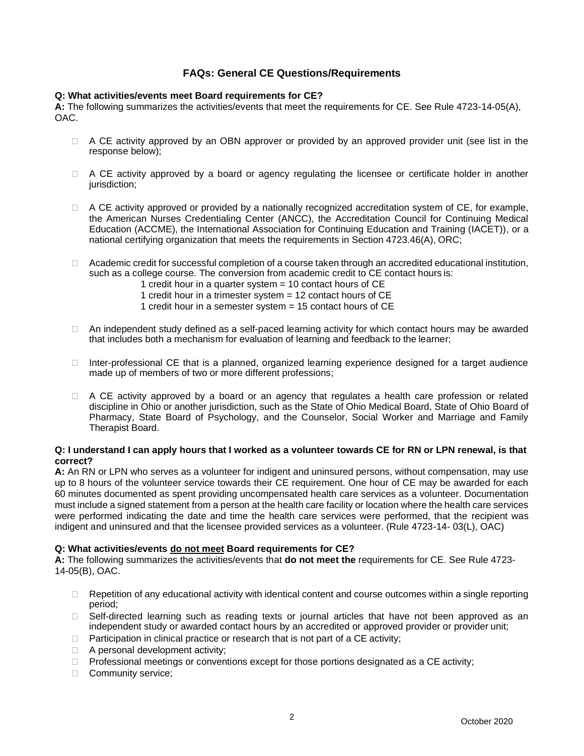## FAQs: General CE Questions/Requirements

**Q: What activities/events meet Board requirements for CE?**

**A:** The following summarizes the activities/events that meet the requirements for CE. See Rule 4723-14-05(A), OAC.

- A CE activity approved by an OBN approver or provided by an approved provider unit (see list in the response below);
- A CE activity approved by a board or agency regulating the licensee or certificate holder in another jurisdiction;
- A CE activity approved or provided by a nationally recognized accreditation system of CE, for example, the American Nurses Credentialing Center (ANCC), the Accreditation Council for Continuing Medical Education (ACCME), the International Association for Continuing Education and Training (IACET)), or a national certifying organization that meets the requirements in Section 4723.46(A), ORC;
- Academic credit for successful completion of a course taken through an accredited educational institution, such as a college course. The conversion from academic credit to CE contact hours is:
  - 1 credit hour in a quarter system = 10 contact hours of CE
  - 1 credit hour in a trimester system = 12 contact hours of CE
  - 1 credit hour in a semester system = 15 contact hours of CE
- An independent study defined as a self-paced learning activity for which contact hours may be awarded that includes both a mechanism for evaluation of learning and feedback to the learner;
- Inter-professional CE that is a planned, organized learning experience designed for a target audience made up of members of two or more different professions;
- A CE activity approved by a board or an agency that regulates a health care profession or related discipline in Ohio or another jurisdiction, such as the State of Ohio Medical Board, State of Ohio Board of Pharmacy, State Board of Psychology, and the Counselor, Social Worker and Marriage and Family Therapist Board.

**Q: I understand I can apply hours that I worked as a volunteer towards CE for RN or LPN renewal, is that correct?**

**A:** An RN or LPN who serves as a volunteer for indigent and uninsured persons, without compensation, may use up to 8 hours of the volunteer service towards their CE requirement. One hour of CE may be awarded for each 60 minutes documented as spent providing uncompensated health care services as a volunteer. Documentation must include a signed statement from a person at the health care facility or location where the health care services were performed indicating the date and time the health care services were performed, that the recipient was indigent and uninsured and that the licensee provided services as a volunteer. (Rule 4723-14- 03(L), OAC)

**Q: What activities/events <u>do not meet</u> Board requirements for CE?**

**A:** The following summarizes the activities/events that **do not meet the** requirements for CE. See Rule 4723-14-05(B), OAC.

- Repetition of any educational activity with identical content and course outcomes within a single reporting period;
- Self-directed learning such as reading texts or journal articles that have not been approved as an independent study or awarded contact hours by an accredited or approved provider or provider unit;
- Participation in clinical practice or research that is not part of a CE activity;
- A personal development activity;
- Professional meetings or conventions except for those portions designated as a CE activity;
- Community service;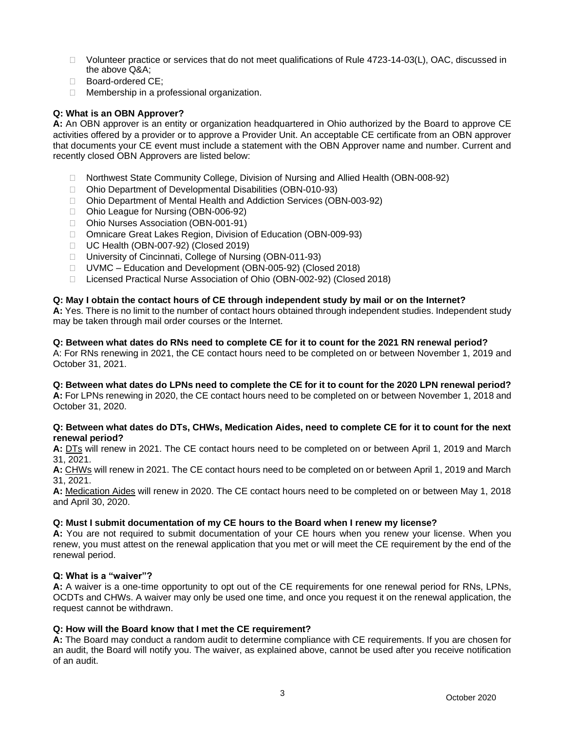- Volunteer practice or services that do not meet qualifications of Rule 4723-14-03(L), OAC, discussed in the above Q&A;
- Board-ordered CE;
- Membership in a professional organization.

**Q: What is an OBN Approver?**
**A:** An OBN approver is an entity or organization headquartered in Ohio authorized by the Board to approve CE activities offered by a provider or to approve a Provider Unit. An acceptable CE certificate from an OBN approver that documents your CE event must include a statement with the OBN Approver name and number. Current and recently closed OBN Approvers are listed below:

- Northwest State Community College, Division of Nursing and Allied Health (OBN-008-92)
- Ohio Department of Developmental Disabilities (OBN-010-93)
- Ohio Department of Mental Health and Addiction Services (OBN-003-92)
- Ohio League for Nursing (OBN-006-92)
- Ohio Nurses Association (OBN-001-91)
- Omnicare Great Lakes Region, Division of Education (OBN-009-93)
- UC Health (OBN-007-92) (Closed 2019)
- University of Cincinnati, College of Nursing (OBN-011-93)
- UVMC – Education and Development (OBN-005-92) (Closed 2018)
- Licensed Practical Nurse Association of Ohio (OBN-002-92) (Closed 2018)

**Q: May I obtain the contact hours of CE through independent study by mail or on the Internet?**
**A:** Yes. There is no limit to the number of contact hours obtained through independent studies. Independent study may be taken through mail order courses or the Internet.

**Q: Between what dates do RNs need to complete CE for it to count for the 2021 RN renewal period?**
A: For RNs renewing in 2021, the CE contact hours need to be completed on or between November 1, 2019 and October 31, 2021.

**Q: Between what dates do LPNs need to complete the CE for it to count for the 2020 LPN renewal period?**
**A:** For LPNs renewing in 2020, the CE contact hours need to be completed on or between November 1, 2018 and October 31, 2020.

**Q: Between what dates do DTs, CHWs, Medication Aides, need to complete CE for it to count for the next renewal period?**
**A:** DTs will renew in 2021. The CE contact hours need to be completed on or between April 1, 2019 and March 31, 2021.
**A:** CHWs will renew in 2021. The CE contact hours need to be completed on or between April 1, 2019 and March 31, 2021.
**A:** Medication Aides will renew in 2020. The CE contact hours need to be completed on or between May 1, 2018 and April 30, 2020.

**Q: Must I submit documentation of my CE hours to the Board when I renew my license?**
**A:** You are not required to submit documentation of your CE hours when you renew your license. When you renew, you must attest on the renewal application that you met or will meet the CE requirement by the end of the renewal period.

**Q: What is a "waiver"?**
**A:** A waiver is a one-time opportunity to opt out of the CE requirements for one renewal period for RNs, LPNs, OCDTs and CHWs. A waiver may only be used one time, and once you request it on the renewal application, the request cannot be withdrawn.

**Q: How will the Board know that I met the CE requirement?**
**A:** The Board may conduct a random audit to determine compliance with CE requirements. If you are chosen for an audit, the Board will notify you. The waiver, as explained above, cannot be used after you receive notification of an audit.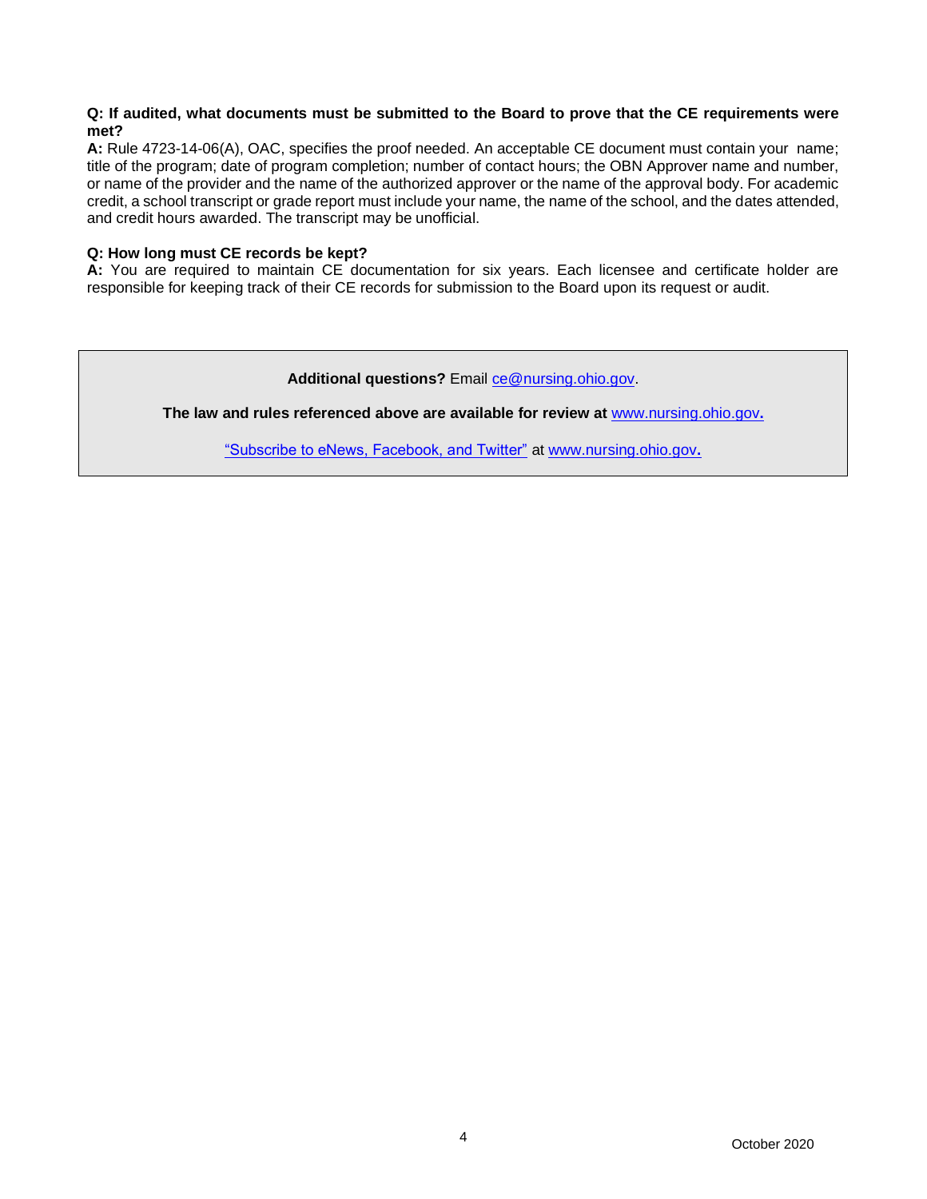**Q: If audited, what documents must be submitted to the Board to prove that the CE requirements were met?**

**A:** Rule 4723-14-06(A), OAC, specifies the proof needed. An acceptable CE document must contain your name; title of the program; date of program completion; number of contact hours; the OBN Approver name and number, or name of the provider and the name of the authorized approver or the name of the approval body. For academic credit, a school transcript or grade report must include your name, the name of the school, and the dates attended, and credit hours awarded. The transcript may be unofficial.

**Q: How long must CE records be kept?**

**A:** You are required to maintain CE documentation for six years. Each licensee and certificate holder are responsible for keeping track of their CE records for submission to the Board upon its request or audit.

**Additional questions?** Email ce@nursing.ohio.gov.

**The law and rules referenced above are available for review at** www.nursing.ohio.gov**.**

"Subscribe to eNews, Facebook, and Twitter" at www.nursing.ohio.gov**.**

October 2020